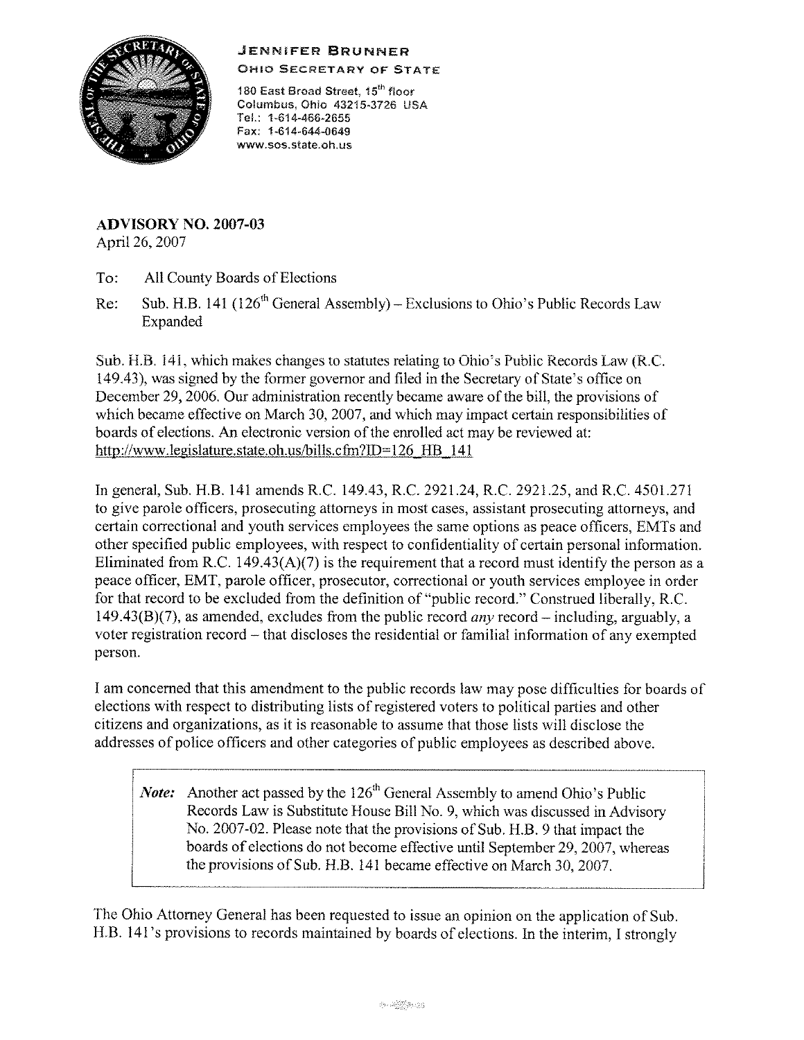**JENNIFER BRUNNER**
**OHIO SECRETARY OF STATE**

180 East Broad Street, 15th floor
Columbus, Ohio 43215-3726 USA
Tel.: 1-614-466-2655
Fax: 1-614-644-0649
www.sos.state.oh.us

**ADVISORY NO. 2007-03**
April 26, 2007

To: All County Boards of Elections

Re: Sub. H.B. 141 (126th General Assembly) – Exclusions to Ohio's Public Records Law Expanded

Sub. H.B. 141, which makes changes to statutes relating to Ohio's Public Records Law (R.C. 149.43), was signed by the former governor and filed in the Secretary of State's office on December 29, 2006. Our administration recently became aware of the bill, the provisions of which became effective on March 30, 2007, and which may impact certain responsibilities of boards of elections. An electronic version of the enrolled act may be reviewed at: http://www.legislature.state.oh.us/bills.cfm?ID=126_HB_141

In general, Sub. H.B. 141 amends R.C. 149.43, R.C. 2921.24, R.C. 2921.25, and R.C. 4501.271 to give parole officers, prosecuting attorneys in most cases, assistant prosecuting attorneys, and certain correctional and youth services employees the same options as peace officers, EMTs and other specified public employees, with respect to confidentiality of certain personal information. Eliminated from R.C. 149.43(A)(7) is the requirement that a record must identify the person as a peace officer, EMT, parole officer, prosecutor, correctional or youth services employee in order for that record to be excluded from the definition of "public record." Construed liberally, R.C. 149.43(B)(7), as amended, excludes from the public record *any* record – including, arguably, a voter registration record – that discloses the residential or familial information of any exempted person.

I am concerned that this amendment to the public records law may pose difficulties for boards of elections with respect to distributing lists of registered voters to political parties and other citizens and organizations, as it is reasonable to assume that those lists will disclose the addresses of police officers and other categories of public employees as described above.

> ***Note:*** Another act passed by the 126th General Assembly to amend Ohio's Public Records Law is Substitute House Bill No. 9, which was discussed in Advisory No. 2007-02. Please note that the provisions of Sub. H.B. 9 that impact the boards of elections do not become effective until September 29, 2007, whereas the provisions of Sub. H.B. 141 became effective on March 30, 2007.

The Ohio Attorney General has been requested to issue an opinion on the application of Sub. H.B. 141's provisions to records maintained by boards of elections. In the interim, I strongly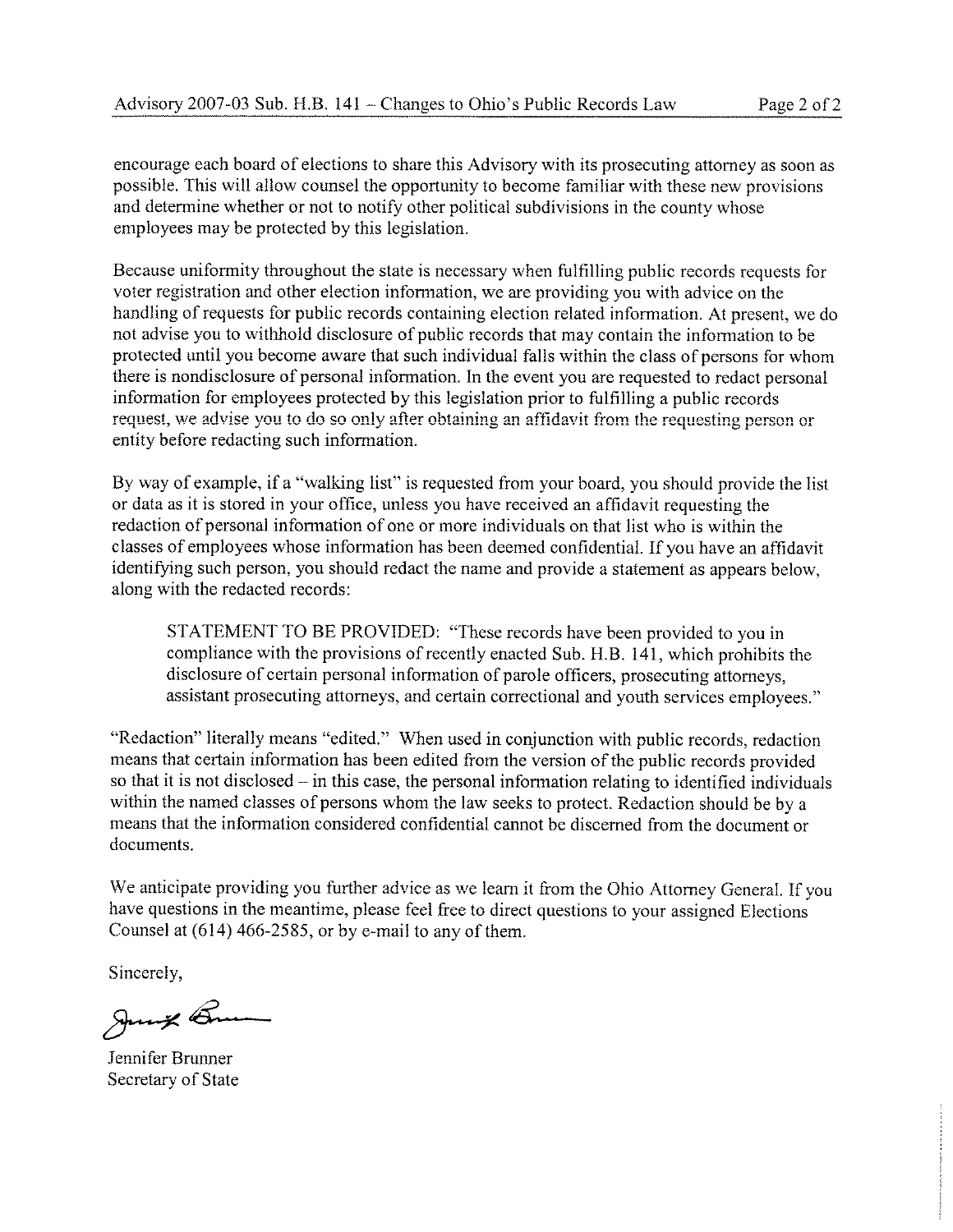encourage each board of elections to share this Advisory with its prosecuting attorney as soon as possible. This will allow counsel the opportunity to become familiar with these new provisions and determine whether or not to notify other political subdivisions in the county whose employees may be protected by this legislation.

Because uniformity throughout the state is necessary when fulfilling public records requests for voter registration and other election information, we are providing you with advice on the handling of requests for public records containing election related information. At present, we do not advise you to withhold disclosure of public records that may contain the information to be protected until you become aware that such individual falls within the class of persons for whom there is nondisclosure of personal information. In the event you are requested to redact personal information for employees protected by this legislation prior to fulfilling a public records request, we advise you to do so only after obtaining an affidavit from the requesting person or entity before redacting such information.

By way of example, if a "walking list" is requested from your board, you should provide the list or data as it is stored in your office, unless you have received an affidavit requesting the redaction of personal information of one or more individuals on that list who is within the classes of employees whose information has been deemed confidential. If you have an affidavit identifying such person, you should redact the name and provide a statement as appears below, along with the redacted records:

> STATEMENT TO BE PROVIDED: "These records have been provided to you in compliance with the provisions of recently enacted Sub. H.B. 141, which prohibits the disclosure of certain personal information of parole officers, prosecuting attorneys, assistant prosecuting attorneys, and certain correctional and youth services employees."

"Redaction" literally means "edited." When used in conjunction with public records, redaction means that certain information has been edited from the version of the public records provided so that it is not disclosed – in this case, the personal information relating to identified individuals within the named classes of persons whom the law seeks to protect. Redaction should be by a means that the information considered confidential cannot be discerned from the document or documents.

We anticipate providing you further advice as we learn it from the Ohio Attorney General. If you have questions in the meantime, please feel free to direct questions to your assigned Elections Counsel at (614) 466-2585, or by e-mail to any of them.

Sincerely,

Jennifer Brunner
Secretary of State